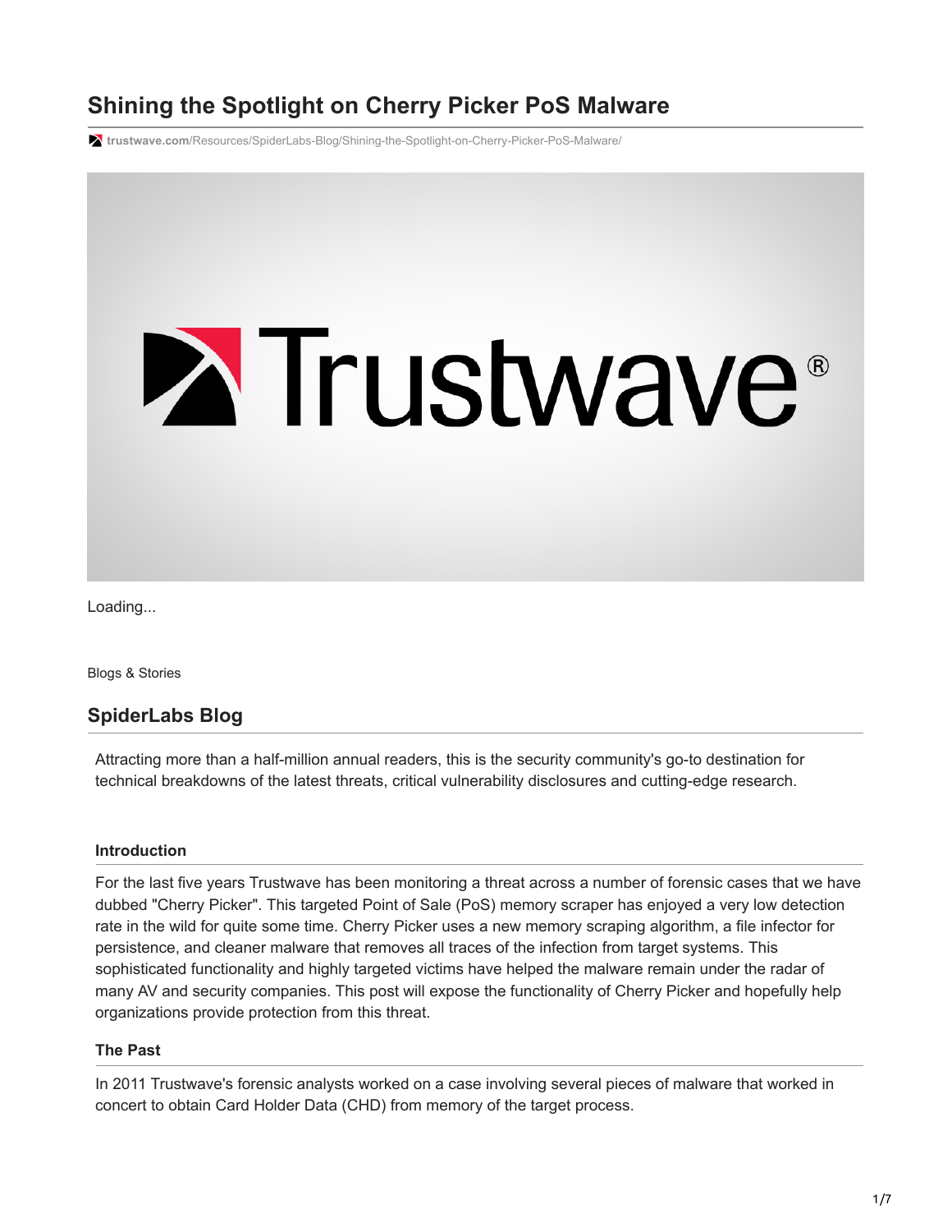# Shining the Spotlight on Cherry Picker PoS Malware

trustwave.com/Resources/SpiderLabs-Blog/Shining-the-Spotlight-on-Cherry-Picker-PoS-Malware/

Loading...

Blogs & Stories

## SpiderLabs Blog

Attracting more than a half-million annual readers, this is the security community's go-to destination for technical breakdowns of the latest threats, critical vulnerability disclosures and cutting-edge research.

### Introduction

For the last five years Trustwave has been monitoring a threat across a number of forensic cases that we have dubbed "Cherry Picker". This targeted Point of Sale (PoS) memory scraper has enjoyed a very low detection rate in the wild for quite some time. Cherry Picker uses a new memory scraping algorithm, a file infector for persistence, and cleaner malware that removes all traces of the infection from target systems. This sophisticated functionality and highly targeted victims have helped the malware remain under the radar of many AV and security companies. This post will expose the functionality of Cherry Picker and hopefully help organizations provide protection from this threat.

### The Past

In 2011 Trustwave's forensic analysts worked on a case involving several pieces of malware that worked in concert to obtain Card Holder Data (CHD) from memory of the target process.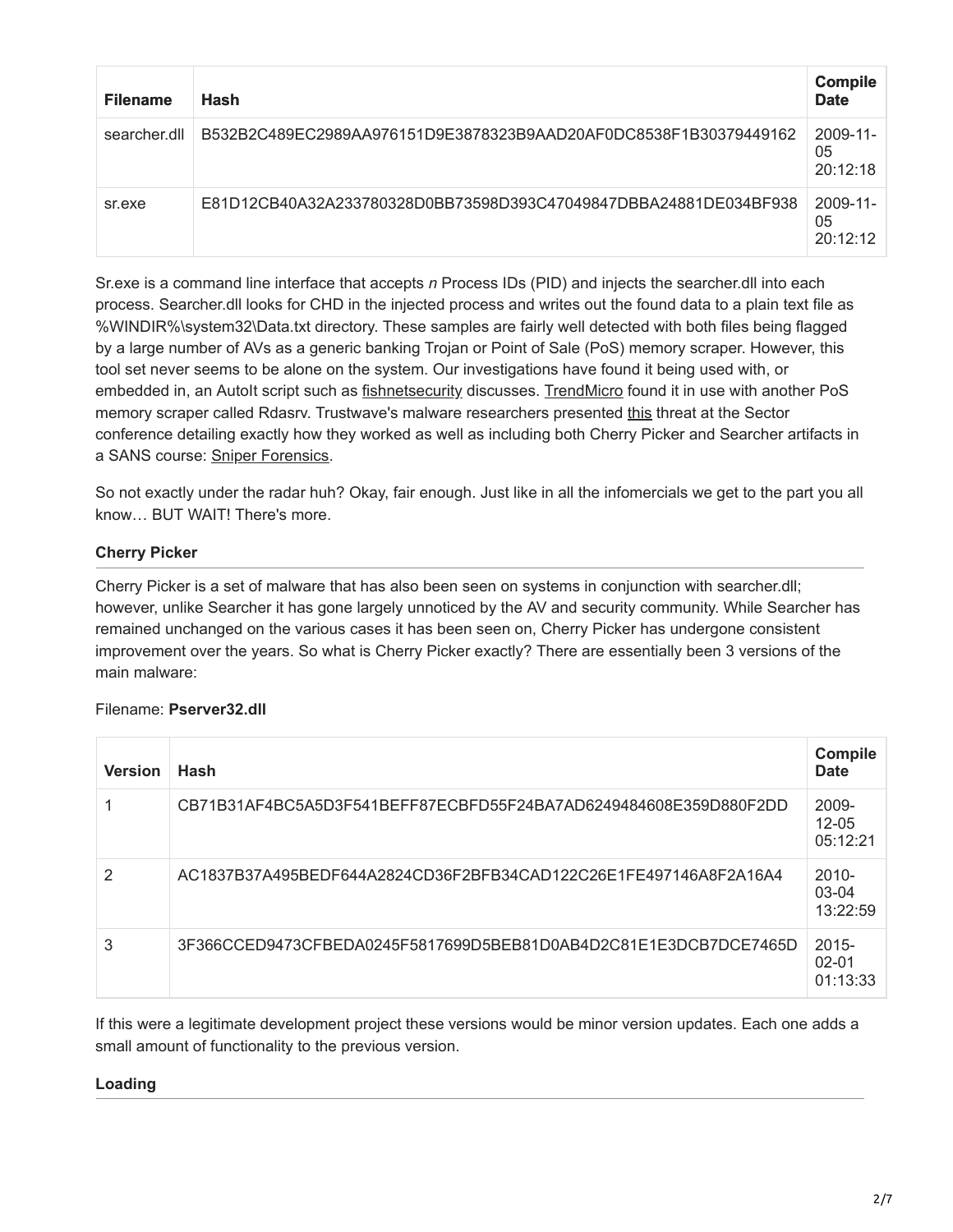| Filename | Hash | Compile Date |
| --- | --- | --- |
| searcher.dll | B532B2C489EC2989AA976151D9E3878323B9AAD20AF0DC8538F1B30379449162 | 2009-11-05 20:12:18 |
| sr.exe | E81D12CB40A32A233780328D0BB73598D393C47049847DBBA24881DE034BF938 | 2009-11-05 20:12:12 |

Sr.exe is a command line interface that accepts *n* Process IDs (PID) and injects the searcher.dll into each process. Searcher.dll looks for CHD in the injected process and writes out the found data to a plain text file as %WINDIR%\system32\Data.txt directory. These samples are fairly well detected with both files being flagged by a large number of AVs as a generic banking Trojan or Point of Sale (PoS) memory scraper. However, this tool set never seems to be alone on the system. Our investigations have found it being used with, or embedded in, an AutoIt script such as fishnetsecurity discusses. TrendMicro found it in use with another PoS memory scraper called Rdasrv. Trustwave's malware researchers presented this threat at the Sector conference detailing exactly how they worked as well as including both Cherry Picker and Searcher artifacts in a SANS course: Sniper Forensics.

So not exactly under the radar huh? Okay, fair enough. Just like in all the infomercials we get to the part you all know… BUT WAIT! There's more.

### Cherry Picker

Cherry Picker is a set of malware that has also been seen on systems in conjunction with searcher.dll; however, unlike Searcher it has gone largely unnoticed by the AV and security community. While Searcher has remained unchanged on the various cases it has been seen on, Cherry Picker has undergone consistent improvement over the years. So what is Cherry Picker exactly? There are essentially been 3 versions of the main malware:

Filename: **Pserver32.dll**

| Version | Hash | Compile Date |
| --- | --- | --- |
| 1 | CB71B31AF4BC5A5D3F541BEFF87ECBFD55F24BA7AD6249484608E359D880F2DD | 2009-12-05 05:12:21 |
| 2 | AC1837B37A495BEDF644A2824CD36F2BFB34CAD122C26E1FE497146A8F2A16A4 | 2010-03-04 13:22:59 |
| 3 | 3F366CCED9473CFBEDA0245F5817699D5BEB81D0AB4D2C81E1E3DCB7DCE7465D | 2015-02-01 01:13:33 |

If this were a legitimate development project these versions would be minor version updates. Each one adds a small amount of functionality to the previous version.

### Loading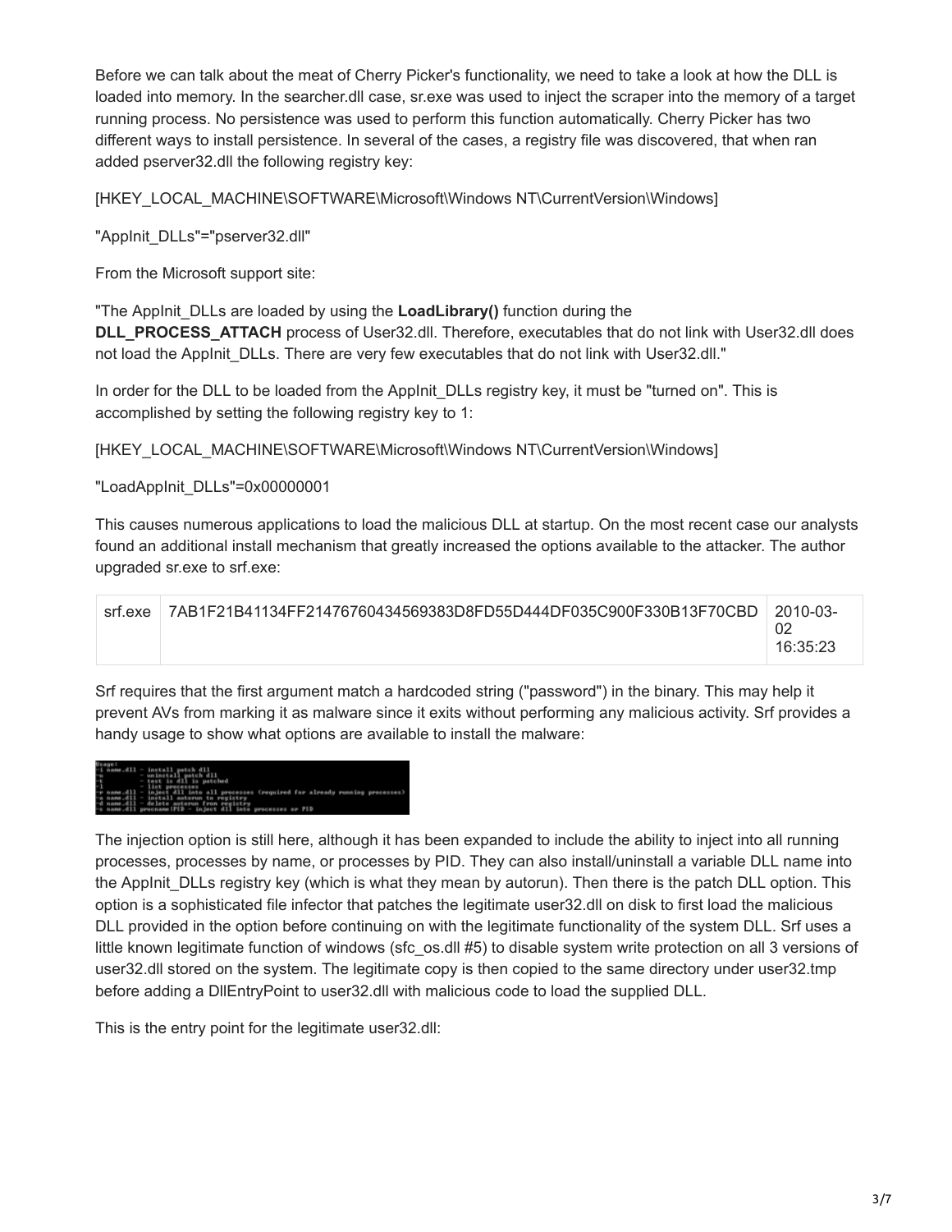Before we can talk about the meat of Cherry Picker's functionality, we need to take a look at how the DLL is loaded into memory. In the searcher.dll case, sr.exe was used to inject the scraper into the memory of a target running process. No persistence was used to perform this function automatically. Cherry Picker has two different ways to install persistence. In several of the cases, a registry file was discovered, that when ran added pserver32.dll the following registry key:

[HKEY_LOCAL_MACHINE\SOFTWARE\Microsoft\Windows NT\CurrentVersion\Windows]

"AppInit_DLLs"="pserver32.dll"

From the Microsoft support site:

"The AppInit_DLLs are loaded by using the **LoadLibrary()** function during the **DLL_PROCESS_ATTACH** process of User32.dll. Therefore, executables that do not link with User32.dll does not load the AppInit_DLLs. There are very few executables that do not link with User32.dll."

In order for the DLL to be loaded from the AppInit_DLLs registry key, it must be "turned on". This is accomplished by setting the following registry key to 1:

[HKEY_LOCAL_MACHINE\SOFTWARE\Microsoft\Windows NT\CurrentVersion\Windows]

"LoadAppInit_DLLs"=0x00000001

This causes numerous applications to load the malicious DLL at startup. On the most recent case our analysts found an additional install mechanism that greatly increased the options available to the attacker. The author upgraded sr.exe to srf.exe:

| srf.exe | 7AB1F21B41134FF21476760434569383D8FD55D444DF035C900F330B13F70CBD | 2010-03-02 16:35:23 |
|---|---|---|

Srf requires that the first argument match a hardcoded string ("password") in the binary. This may help it prevent AVs from marking it as malware since it exits without performing any malicious activity. Srf provides a handy usage to show what options are available to install the malware:

```
Usage:
-i name.dll - install patch dll
-u          - uninstall patch dll
-t          - test is dll is patched
-l          - list processes
-r name.dll - inject dll into all processes (required for already running processes)
-a name.dll - install autorun to registry
-d name.dll - delete autorun from registry
-s name.dll procname|PID - inject dll into processes or PID
```

The injection option is still here, although it has been expanded to include the ability to inject into all running processes, processes by name, or processes by PID. They can also install/uninstall a variable DLL name into the AppInit_DLLs registry key (which is what they mean by autorun). Then there is the patch DLL option. This option is a sophisticated file infector that patches the legitimate user32.dll on disk to first load the malicious DLL provided in the option before continuing on with the legitimate functionality of the system DLL. Srf uses a little known legitimate function of windows (sfc_os.dll #5) to disable system write protection on all 3 versions of user32.dll stored on the system. The legitimate copy is then copied to the same directory under user32.tmp before adding a DllEntryPoint to user32.dll with malicious code to load the supplied DLL.

This is the entry point for the legitimate user32.dll: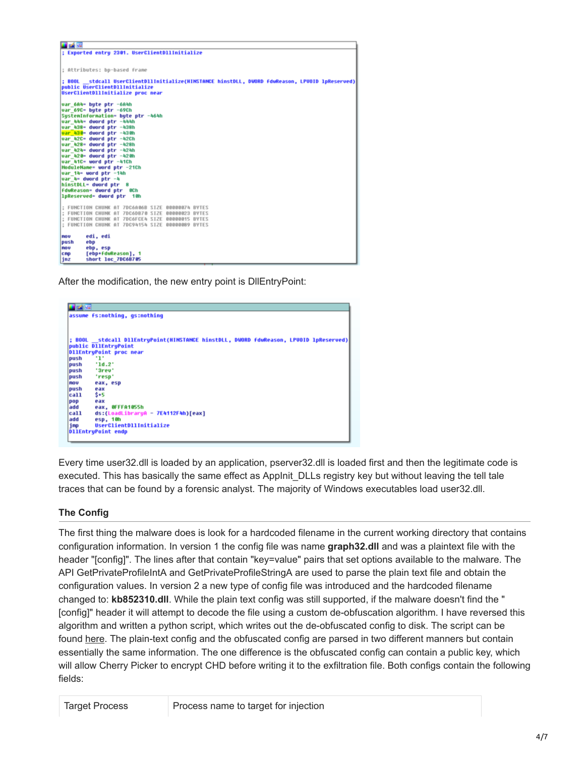```
; Exported entry 2301. UserClientDllInitialize

; Attributes: bp-based frame

; BOOL __stdcall UserClientDllInitialize(HINSTANCE hinstDLL, DWORD fdwReason, LPVOID lpReserved)
public UserClientDllInitialize
UserClientDllInitialize proc near

var_6A4= byte ptr -6A4h
var_69C= byte ptr -69Ch
SystemInformation= byte ptr -464h
var_444= dword ptr -444h
var_438= dword ptr -438h
var_430= dword ptr -430h
var_42C= dword ptr -42Ch
var_428= dword ptr -428h
var_424= dword ptr -424h
var_420= dword ptr -420h
var_41C= word ptr -41Ch
ModuleName= word ptr -21Ch
var_14= word ptr -14h
var_4= dword ptr -4
hinstDLL= dword ptr  8
fdwReason= dword ptr  0Ch
lpReserved= dword ptr  10h

; FUNCTION CHUNK AT 7DC6A06B SIZE 00000074 BYTES
; FUNCTION CHUNK AT 7DC6D070 SIZE 00000023 BYTES
; FUNCTION CHUNK AT 7DC6FCE4 SIZE 00000015 BYTES
; FUNCTION CHUNK AT 7DC94154 SIZE 00000089 BYTES

mov     edi, edi
push    ebp
mov     ebp, esp
cmp     [ebp+fdwReason], 1
jnz     short loc_7DC6B7B5
```

After the modification, the new entry point is DllEntryPoint:

```
assume fs:nothing, gs:nothing


; BOOL __stdcall DllEntryPoint(HINSTANCE hinstDLL, DWORD fdwReason, LPVOID lpReserved)
public DllEntryPoint
DllEntryPoint proc near
push    '1'
push    'ld.2'
push    '3rev'
push    'resp'
mov     eax, esp
push    eax
call    $+5
pop     eax
add     eax, 0FFFA1055h
call    ds:(LoadLibraryA - 7E4112F4h)[eax]
add     esp, 10h
jmp     UserClientDllInitialize
DllEntryPoint endp
```

Every time user32.dll is loaded by an application, pserver32.dll is loaded first and then the legitimate code is executed. This has basically the same effect as AppInit_DLLs registry key but without leaving the tell tale traces that can be found by a forensic analyst. The majority of Windows executables load user32.dll.

### The Config

The first thing the malware does is look for a hardcoded filename in the current working directory that contains configuration information. In version 1 the config file was name **graph32.dll** and was a plaintext file with the header "[config]". The lines after that contain "key=value" pairs that set options available to the malware. The API GetPrivateProfileIntA and GetPrivateProfileStringA are used to parse the plain text file and obtain the configuration values. In version 2 a new type of config file was introduced and the hardcoded filename changed to: **kb852310.dll**. While the plain text config was still supported, if the malware doesn't find the "[config]" header it will attempt to decode the file using a custom de-obfuscation algorithm. I have reversed this algorithm and written a python script, which writes out the de-obfuscated config to disk. The script can be found here. The plain-text config and the obfuscated config are parsed in two different manners but contain essentially the same information. The one difference is the obfuscated config can contain a public key, which will allow Cherry Picker to encrypt CHD before writing it to the exfiltration file. Both configs contain the following fields:

| | |
|---|---|
| Target Process | Process name to target for injection |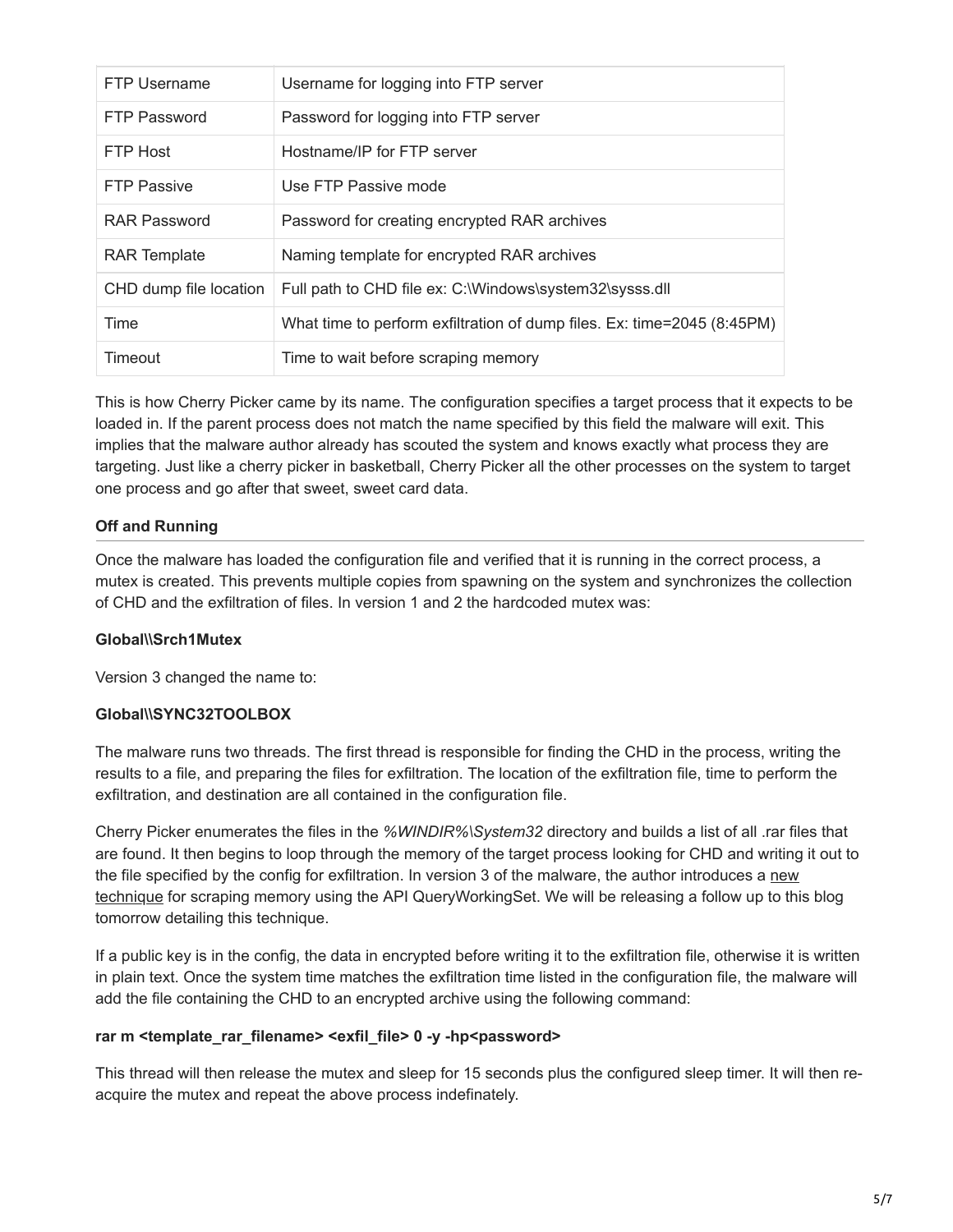| FTP Username | Username for logging into FTP server |
| --- | --- |
| FTP Password | Password for logging into FTP server |
| FTP Host | Hostname/IP for FTP server |
| FTP Passive | Use FTP Passive mode |
| RAR Password | Password for creating encrypted RAR archives |
| RAR Template | Naming template for encrypted RAR archives |
| CHD dump file location | Full path to CHD file ex: C:\Windows\system32\sysss.dll |
| Time | What time to perform exfiltration of dump files. Ex: time=2045 (8:45PM) |
| Timeout | Time to wait before scraping memory |

This is how Cherry Picker came by its name. The configuration specifies a target process that it expects to be loaded in. If the parent process does not match the name specified by this field the malware will exit. This implies that the malware author already has scouted the system and knows exactly what process they are targeting. Just like a cherry picker in basketball, Cherry Picker all the other processes on the system to target one process and go after that sweet, sweet card data.

**Off and Running**

Once the malware has loaded the configuration file and verified that it is running in the correct process, a mutex is created. This prevents multiple copies from spawning on the system and synchronizes the collection of CHD and the exfiltration of files. In version 1 and 2 the hardcoded mutex was:

**Global\\Srch1Mutex**

Version 3 changed the name to:

**Global\\SYNC32TOOLBOX**

The malware runs two threads. The first thread is responsible for finding the CHD in the process, writing the results to a file, and preparing the files for exfiltration. The location of the exfiltration file, time to perform the exfiltration, and destination are all contained in the configuration file.

Cherry Picker enumerates the files in the *%WINDIR%\System32* directory and builds a list of all .rar files that are found. It then begins to loop through the memory of the target process looking for CHD and writing it out to the file specified by the config for exfiltration. In version 3 of the malware, the author introduces a new technique for scraping memory using the API QueryWorkingSet. We will be releasing a follow up to this blog tomorrow detailing this technique.

If a public key is in the config, the data in encrypted before writing it to the exfiltration file, otherwise it is written in plain text. Once the system time matches the exfiltration time listed in the configuration file, the malware will add the file containing the CHD to an encrypted archive using the following command:

**rar m <template_rar_filename> <exfil_file> 0 -y -hp<password>**

This thread will then release the mutex and sleep for 15 seconds plus the configured sleep timer. It will then re-acquire the mutex and repeat the above process indefinately.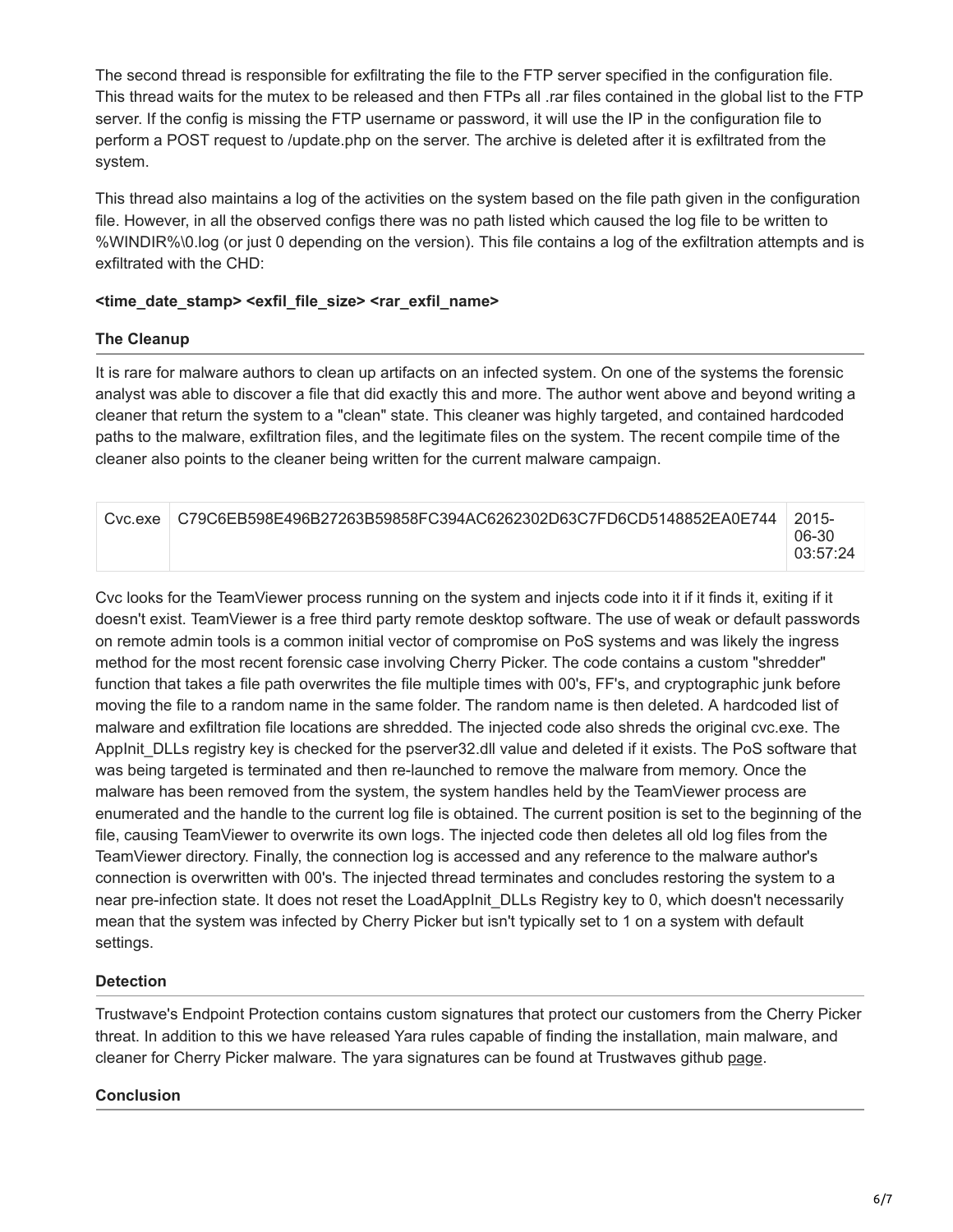The second thread is responsible for exfiltrating the file to the FTP server specified in the configuration file. This thread waits for the mutex to be released and then FTPs all .rar files contained in the global list to the FTP server. If the config is missing the FTP username or password, it will use the IP in the configuration file to perform a POST request to /update.php on the server. The archive is deleted after it is exfiltrated from the system.

This thread also maintains a log of the activities on the system based on the file path given in the configuration file. However, in all the observed configs there was no path listed which caused the log file to be written to %WINDIR%\0.log (or just 0 depending on the version). This file contains a log of the exfiltration attempts and is exfiltrated with the CHD:

**<time_date_stamp> <exfil_file_size> <rar_exfil_name>**

### The Cleanup

It is rare for malware authors to clean up artifacts on an infected system. On one of the systems the forensic analyst was able to discover a file that did exactly this and more. The author went above and beyond writing a cleaner that return the system to a "clean" state. This cleaner was highly targeted, and contained hardcoded paths to the malware, exfiltration files, and the legitimate files on the system. The recent compile time of the cleaner also points to the cleaner being written for the current malware campaign.

| | | |
|---|---|---|
| Cvc.exe | C79C6EB598E496B27263B59858FC394AC6262302D63C7FD6CD5148852EA0E744 | 2015-06-30 03:57:24 |

Cvc looks for the TeamViewer process running on the system and injects code into it if it finds it, exiting if it doesn't exist. TeamViewer is a free third party remote desktop software. The use of weak or default passwords on remote admin tools is a common initial vector of compromise on PoS systems and was likely the ingress method for the most recent forensic case involving Cherry Picker. The code contains a custom "shredder" function that takes a file path overwrites the file multiple times with 00's, FF's, and cryptographic junk before moving the file to a random name in the same folder. The random name is then deleted. A hardcoded list of malware and exfiltration file locations are shredded. The injected code also shreds the original cvc.exe. The AppInit_DLLs registry key is checked for the pserver32.dll value and deleted if it exists. The PoS software that was being targeted is terminated and then re-launched to remove the malware from memory. Once the malware has been removed from the system, the system handles held by the TeamViewer process are enumerated and the handle to the current log file is obtained. The current position is set to the beginning of the file, causing TeamViewer to overwrite its own logs. The injected code then deletes all old log files from the TeamViewer directory. Finally, the connection log is accessed and any reference to the malware author's connection is overwritten with 00's. The injected thread terminates and concludes restoring the system to a near pre-infection state. It does not reset the LoadAppInit_DLLs Registry key to 0, which doesn't necessarily mean that the system was infected by Cherry Picker but isn't typically set to 1 on a system with default settings.

### Detection

Trustwave's Endpoint Protection contains custom signatures that protect our customers from the Cherry Picker threat. In addition to this we have released Yara rules capable of finding the installation, main malware, and cleaner for Cherry Picker malware. The yara signatures can be found at Trustwaves github page.

### Conclusion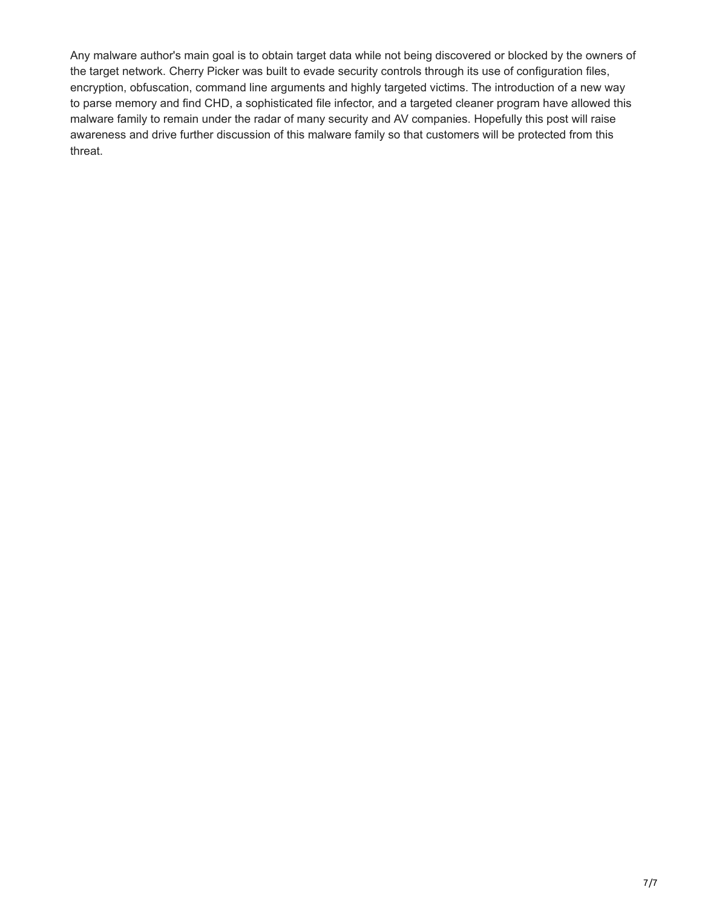Any malware author's main goal is to obtain target data while not being discovered or blocked by the owners of the target network. Cherry Picker was built to evade security controls through its use of configuration files, encryption, obfuscation, command line arguments and highly targeted victims. The introduction of a new way to parse memory and find CHD, a sophisticated file infector, and a targeted cleaner program have allowed this malware family to remain under the radar of many security and AV companies. Hopefully this post will raise awareness and drive further discussion of this malware family so that customers will be protected from this threat.